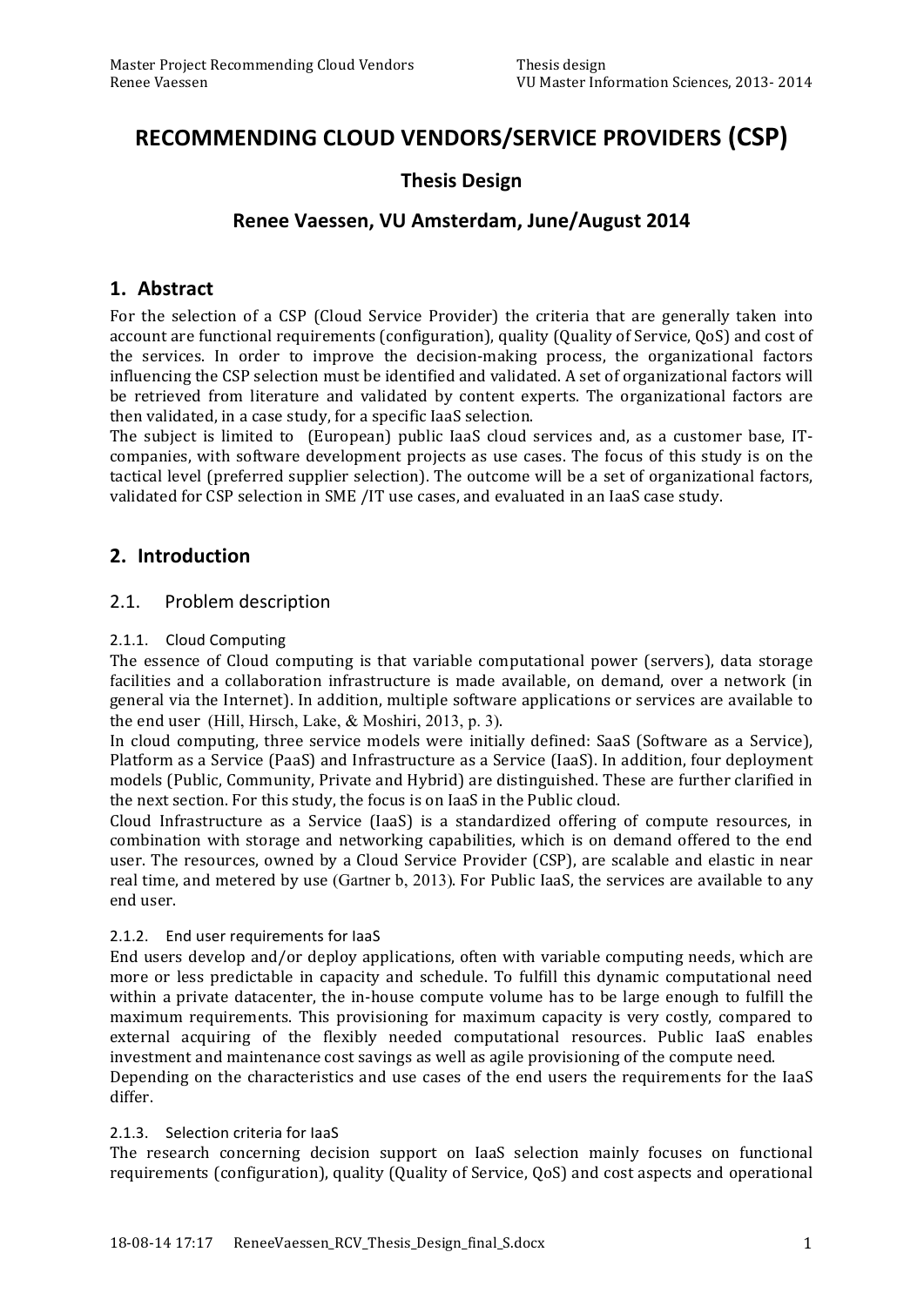# RECOMMENDING CLOUD VENDORS/SERVICE PROVIDERS (CSP)

## Thesis Design

## Renee Vaessen, VU Amsterdam, June/August 2014

## 1. Abstract

For the selection of a CSP (Cloud Service Provider) the criteria that are generally taken into account are functional requirements (configuration), quality (Quality of Service, QoS) and cost of the services. In order to improve the decision-making process, the organizational factors influencing the CSP selection must be identified and validated. A set of organizational factors will be retrieved from literature and validated by content experts. The organizational factors are then validated, in a case study, for a specific IaaS selection.

The subject is limited to (European) public IaaS cloud services and, as a customer base, IT-companies, with software development projects as use cases. The focus of this study is on the tactical level (preferred supplier selection). The outcome will be a set of organizational factors, validated for CSP selection in SME /IT use cases, and evaluated in an IaaS case study.

## 2. Introduction

### 2.1. Problem description

#### 2.1.1. Cloud Computing

The essence of Cloud computing is that variable computational power (servers), data storage facilities and a collaboration infrastructure is made available, on demand, over a network (in general via the Internet). In addition, multiple software applications or services are available to the end user (Hill, Hirsch, Lake, & Moshiri, 2013, p. 3).

In cloud computing, three service models were initially defined: SaaS (Software as a Service), Platform as a Service (PaaS) and Infrastructure as a Service (IaaS). In addition, four deployment models (Public, Community, Private and Hybrid) are distinguished. These are further clarified in the next section. For this study, the focus is on IaaS in the Public cloud.

Cloud Infrastructure as a Service (IaaS) is a standardized offering of compute resources, in combination with storage and networking capabilities, which is on demand offered to the end user. The resources, owned by a Cloud Service Provider (CSP), are scalable and elastic in near real time, and metered by use (Gartner b, 2013). For Public IaaS, the services are available to any end user.

#### 2.1.2. End user requirements for IaaS

End users develop and/or deploy applications, often with variable computing needs, which are more or less predictable in capacity and schedule. To fulfill this dynamic computational need within a private datacenter, the in-house compute volume has to be large enough to fulfill the maximum requirements. This provisioning for maximum capacity is very costly, compared to external acquiring of the flexibly needed computational resources. Public IaaS enables investment and maintenance cost savings as well as agile provisioning of the compute need.

Depending on the characteristics and use cases of the end users the requirements for the IaaS differ.

#### 2.1.3. Selection criteria for IaaS

The research concerning decision support on IaaS selection mainly focuses on functional requirements (configuration), quality (Quality of Service, QoS) and cost aspects and operational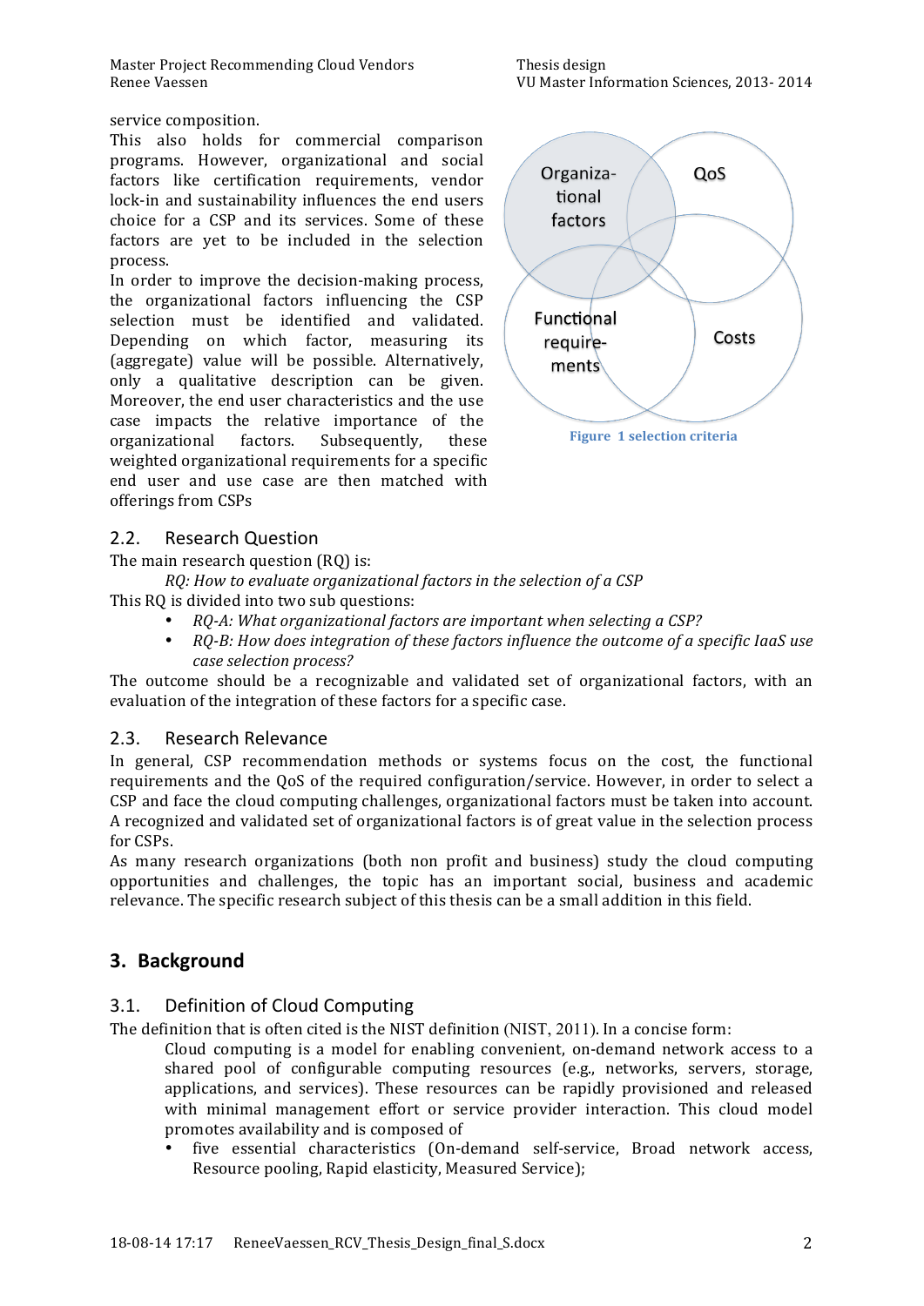service composition.

This also holds for commercial comparison programs. However, organizational and social factors like certification requirements, vendor lock-in and sustainability influences the end users choice for a CSP and its services. Some of these factors are yet to be included in the selection process.

In order to improve the decision-making process, the organizational factors influencing the CSP selection must be identified and validated. Depending on which factor, measuring its (aggregate) value will be possible. Alternatively, only a qualitative description can be given. Moreover, the end user characteristics and the use case impacts the relative importance of the organizational factors. Subsequently, these weighted organizational requirements for a specific end user and use case are then matched with offerings from CSPs

Figure 1 selection criteria

## 2.2. Research Question

The main research question (RQ) is:

*RQ: How to evaluate organizational factors in the selection of a CSP*

This RQ is divided into two sub questions:

- *RQ-A: What organizational factors are important when selecting a CSP?*
- *RQ-B: How does integration of these factors influence the outcome of a specific IaaS use case selection process?*

The outcome should be a recognizable and validated set of organizational factors, with an evaluation of the integration of these factors for a specific case.

## 2.3. Research Relevance

In general, CSP recommendation methods or systems focus on the cost, the functional requirements and the QoS of the required configuration/service. However, in order to select a CSP and face the cloud computing challenges, organizational factors must be taken into account. A recognized and validated set of organizational factors is of great value in the selection process for CSPs.

As many research organizations (both non profit and business) study the cloud computing opportunities and challenges, the topic has an important social, business and academic relevance. The specific research subject of this thesis can be a small addition in this field.

# 3. Background

## 3.1. Definition of Cloud Computing

The definition that is often cited is the NIST definition (NIST, 2011). In a concise form:

> Cloud computing is a model for enabling convenient, on-demand network access to a shared pool of configurable computing resources (e.g., networks, servers, storage, applications, and services). These resources can be rapidly provisioned and released with minimal management effort or service provider interaction. This cloud model promotes availability and is composed of
>
> - five essential characteristics (On-demand self-service, Broad network access, Resource pooling, Rapid elasticity, Measured Service);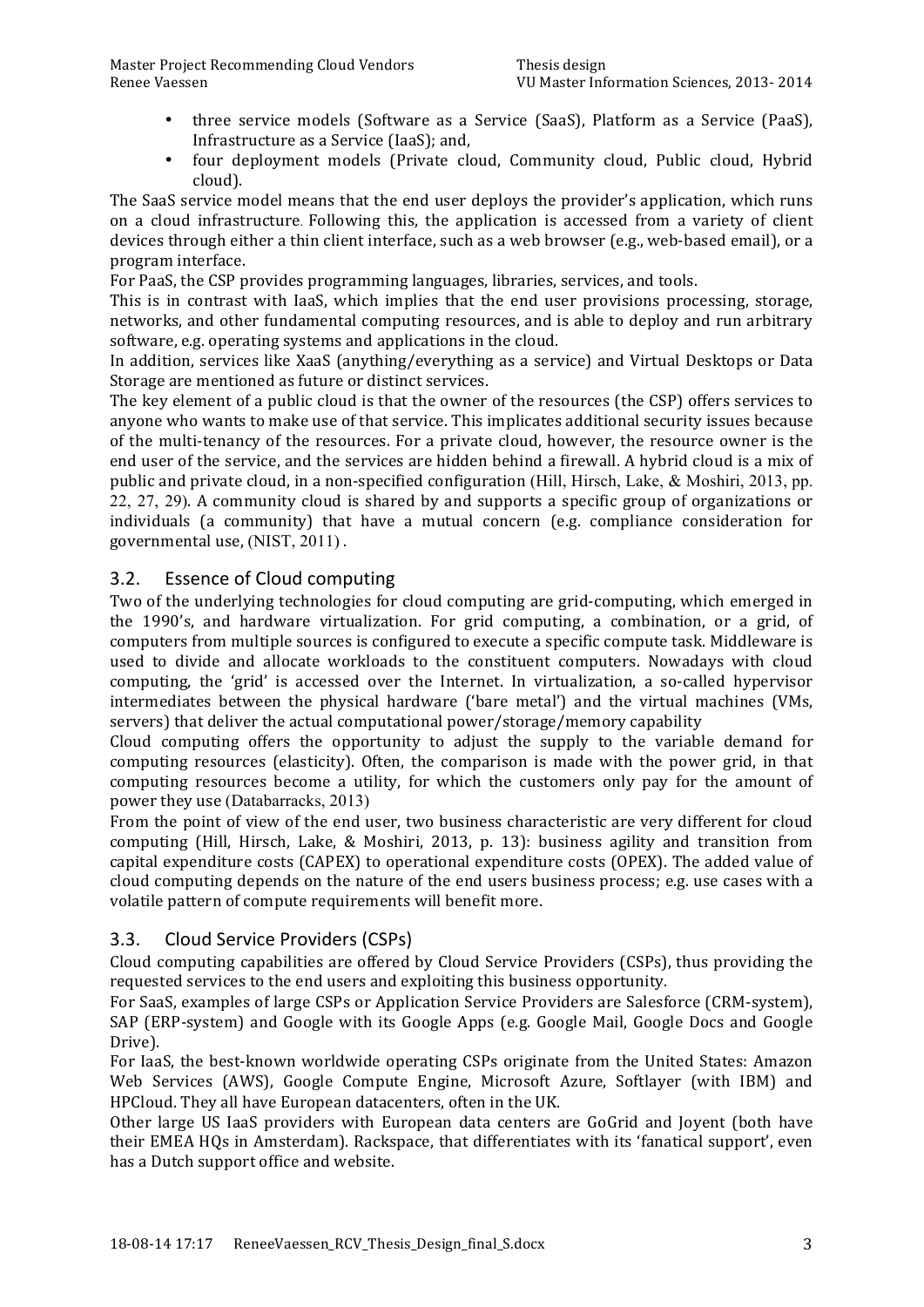- three service models (Software as a Service (SaaS), Platform as a Service (PaaS), Infrastructure as a Service (IaaS); and,
- four deployment models (Private cloud, Community cloud, Public cloud, Hybrid cloud).

The SaaS service model means that the end user deploys the provider's application, which runs on a cloud infrastructure. Following this, the application is accessed from a variety of client devices through either a thin client interface, such as a web browser (e.g., web-based email), or a program interface.

For PaaS, the CSP provides programming languages, libraries, services, and tools.

This is in contrast with IaaS, which implies that the end user provisions processing, storage, networks, and other fundamental computing resources, and is able to deploy and run arbitrary software, e.g. operating systems and applications in the cloud.

In addition, services like XaaS (anything/everything as a service) and Virtual Desktops or Data Storage are mentioned as future or distinct services.

The key element of a public cloud is that the owner of the resources (the CSP) offers services to anyone who wants to make use of that service. This implicates additional security issues because of the multi-tenancy of the resources. For a private cloud, however, the resource owner is the end user of the service, and the services are hidden behind a firewall. A hybrid cloud is a mix of public and private cloud, in a non-specified configuration (Hill, Hirsch, Lake, & Moshiri, 2013, pp. 22, 27, 29). A community cloud is shared by and supports a specific group of organizations or individuals (a community) that have a mutual concern (e.g. compliance consideration for governmental use, (NIST, 2011) .

## 3.2. Essence of Cloud computing

Two of the underlying technologies for cloud computing are grid-computing, which emerged in the 1990's, and hardware virtualization. For grid computing, a combination, or a grid, of computers from multiple sources is configured to execute a specific compute task. Middleware is used to divide and allocate workloads to the constituent computers. Nowadays with cloud computing, the 'grid' is accessed over the Internet. In virtualization, a so-called hypervisor intermediates between the physical hardware ('bare metal') and the virtual machines (VMs, servers) that deliver the actual computational power/storage/memory capability

Cloud computing offers the opportunity to adjust the supply to the variable demand for computing resources (elasticity). Often, the comparison is made with the power grid, in that computing resources become a utility, for which the customers only pay for the amount of power they use (Databarracks, 2013)

From the point of view of the end user, two business characteristic are very different for cloud computing (Hill, Hirsch, Lake, & Moshiri, 2013, p. 13): business agility and transition from capital expenditure costs (CAPEX) to operational expenditure costs (OPEX). The added value of cloud computing depends on the nature of the end users business process; e.g. use cases with a volatile pattern of compute requirements will benefit more.

## 3.3. Cloud Service Providers (CSPs)

Cloud computing capabilities are offered by Cloud Service Providers (CSPs), thus providing the requested services to the end users and exploiting this business opportunity.

For SaaS, examples of large CSPs or Application Service Providers are Salesforce (CRM-system), SAP (ERP-system) and Google with its Google Apps (e.g. Google Mail, Google Docs and Google Drive).

For IaaS, the best-known worldwide operating CSPs originate from the United States: Amazon Web Services (AWS), Google Compute Engine, Microsoft Azure, Softlayer (with IBM) and HPCloud. They all have European datacenters, often in the UK.

Other large US IaaS providers with European data centers are GoGrid and Joyent (both have their EMEA HQs in Amsterdam). Rackspace, that differentiates with its 'fanatical support', even has a Dutch support office and website.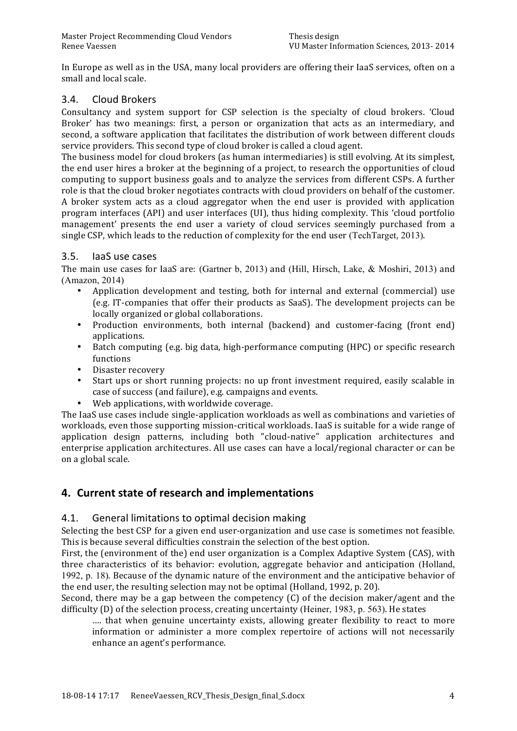In Europe as well as in the USA, many local providers are offering their IaaS services, often on a small and local scale.

### 3.4. Cloud Brokers

Consultancy and system support for CSP selection is the specialty of cloud brokers. 'Cloud Broker' has two meanings: first, a person or organization that acts as an intermediary, and second, a software application that facilitates the distribution of work between different clouds service providers. This second type of cloud broker is called a cloud agent.

The business model for cloud brokers (as human intermediaries) is still evolving. At its simplest, the end user hires a broker at the beginning of a project, to research the opportunities of cloud computing to support business goals and to analyze the services from different CSPs. A further role is that the cloud broker negotiates contracts with cloud providers on behalf of the customer. A broker system acts as a cloud aggregator when the end user is provided with application program interfaces (API) and user interfaces (UI), thus hiding complexity. This 'cloud portfolio management' presents the end user a variety of cloud services seemingly purchased from a single CSP, which leads to the reduction of complexity for the end user (TechTarget, 2013).

### 3.5. IaaS use cases

The main use cases for IaaS are: (Gartner b, 2013) and (Hill, Hirsch, Lake, & Moshiri, 2013) and (Amazon, 2014)

- Application development and testing, both for internal and external (commercial) use (e.g. IT-companies that offer their products as SaaS). The development projects can be locally organized or global collaborations.
- Production environments, both internal (backend) and customer-facing (front end) applications.
- Batch computing (e.g. big data, high-performance computing (HPC) or specific research functions
- Disaster recovery
- Start ups or short running projects: no up front investment required, easily scalable in case of success (and failure), e.g. campaigns and events.
- Web applications, with worldwide coverage.

The IaaS use cases include single-application workloads as well as combinations and varieties of workloads, even those supporting mission-critical workloads. IaaS is suitable for a wide range of application design patterns, including both "cloud-native" application architectures and enterprise application architectures. All use cases can have a local/regional character or can be on a global scale.

## 4. Current state of research and implementations

### 4.1. General limitations to optimal decision making

Selecting the best CSP for a given end user-organization and use case is sometimes not feasible. This is because several difficulties constrain the selection of the best option.

First, the (environment of the) end user organization is a Complex Adaptive System (CAS), with three characteristics of its behavior: evolution, aggregate behavior and anticipation (Holland, 1992, p. 18). Because of the dynamic nature of the environment and the anticipative behavior of the end user, the resulting selection may not be optimal (Holland, 1992, p. 20).

Second, there may be a gap between the competency (C) of the decision maker/agent and the difficulty (D) of the selection process, creating uncertainty (Heiner, 1983, p. 563). He states

> …. that when genuine uncertainty exists, allowing greater flexibility to react to more information or administer a more complex repertoire of actions will not necessarily enhance an agent's performance.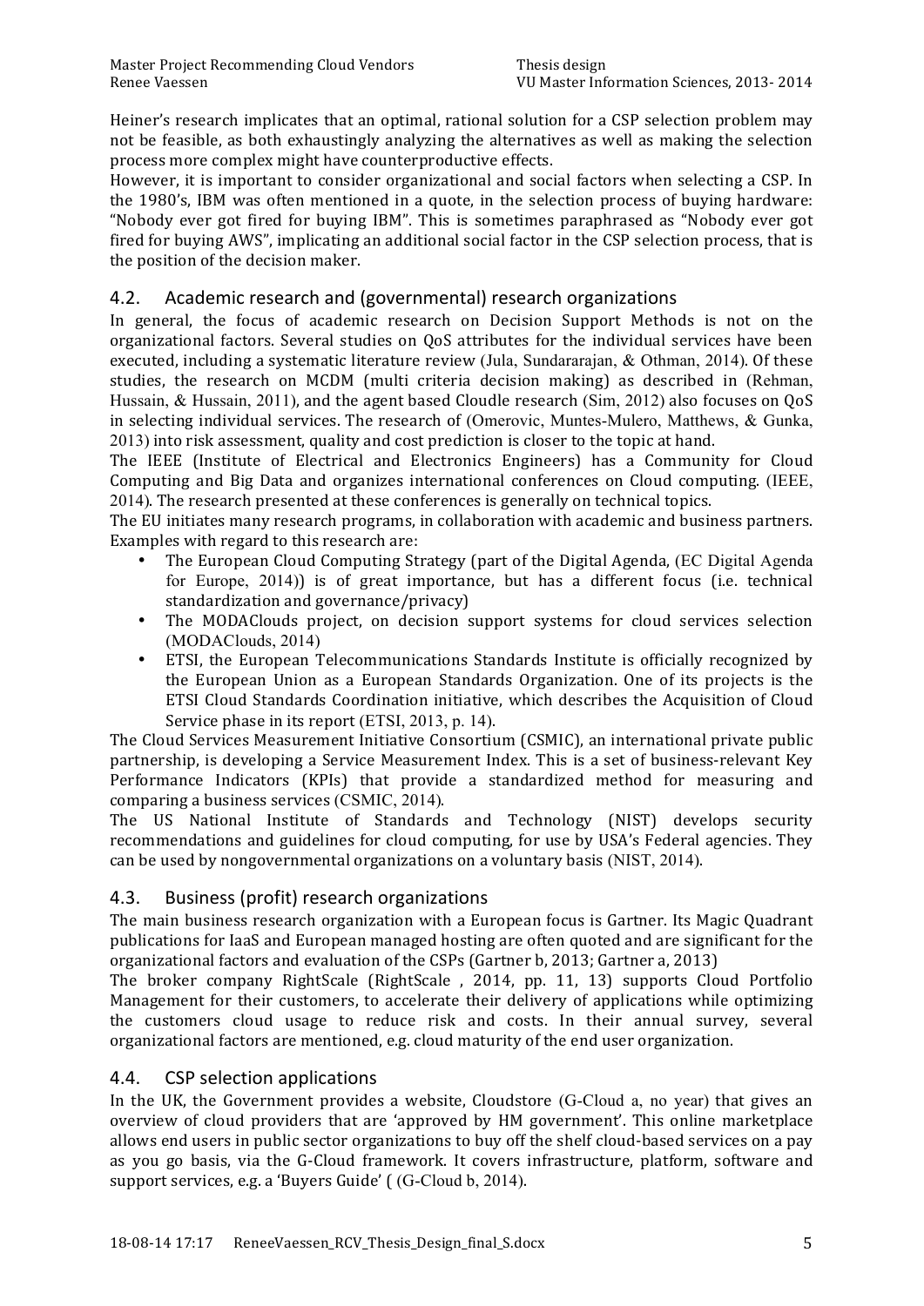Heiner's research implicates that an optimal, rational solution for a CSP selection problem may not be feasible, as both exhaustingly analyzing the alternatives as well as making the selection process more complex might have counterproductive effects.

However, it is important to consider organizational and social factors when selecting a CSP. In the 1980's, IBM was often mentioned in a quote, in the selection process of buying hardware: "Nobody ever got fired for buying IBM". This is sometimes paraphrased as "Nobody ever got fired for buying AWS", implicating an additional social factor in the CSP selection process, that is the position of the decision maker.

## 4.2. Academic research and (governmental) research organizations

In general, the focus of academic research on Decision Support Methods is not on the organizational factors. Several studies on QoS attributes for the individual services have been executed, including a systematic literature review (Jula, Sundararajan, & Othman, 2014). Of these studies, the research on MCDM (multi criteria decision making) as described in (Rehman, Hussain, & Hussain, 2011), and the agent based Cloudle research (Sim, 2012) also focuses on QoS in selecting individual services. The research of (Omerovic, Muntes-Mulero, Matthews, & Gunka, 2013) into risk assessment, quality and cost prediction is closer to the topic at hand.

The IEEE (Institute of Electrical and Electronics Engineers) has a Community for Cloud Computing and Big Data and organizes international conferences on Cloud computing. (IEEE, 2014). The research presented at these conferences is generally on technical topics.

The EU initiates many research programs, in collaboration with academic and business partners. Examples with regard to this research are:

- The European Cloud Computing Strategy (part of the Digital Agenda, (EC Digital Agenda for Europe, 2014)) is of great importance, but has a different focus (i.e. technical standardization and governance/privacy)
- The MODAClouds project, on decision support systems for cloud services selection (MODAClouds, 2014)
- ETSI, the European Telecommunications Standards Institute is officially recognized by the European Union as a European Standards Organization. One of its projects is the ETSI Cloud Standards Coordination initiative, which describes the Acquisition of Cloud Service phase in its report (ETSI, 2013, p. 14).

The Cloud Services Measurement Initiative Consortium (CSMIC), an international private public partnership, is developing a Service Measurement Index. This is a set of business-relevant Key Performance Indicators (KPIs) that provide a standardized method for measuring and comparing a business services (CSMIC, 2014).

The US National Institute of Standards and Technology (NIST) develops security recommendations and guidelines for cloud computing, for use by USA's Federal agencies. They can be used by nongovernmental organizations on a voluntary basis (NIST, 2014).

## 4.3. Business (profit) research organizations

The main business research organization with a European focus is Gartner. Its Magic Quadrant publications for IaaS and European managed hosting are often quoted and are significant for the organizational factors and evaluation of the CSPs (Gartner b, 2013; Gartner a, 2013)

The broker company RightScale (RightScale , 2014, pp. 11, 13) supports Cloud Portfolio Management for their customers, to accelerate their delivery of applications while optimizing the customers cloud usage to reduce risk and costs. In their annual survey, several organizational factors are mentioned, e.g. cloud maturity of the end user organization.

## 4.4. CSP selection applications

In the UK, the Government provides a website, Cloudstore (G-Cloud a, no year) that gives an overview of cloud providers that are 'approved by HM government'. This online marketplace allows end users in public sector organizations to buy off the shelf cloud-based services on a pay as you go basis, via the G-Cloud framework. It covers infrastructure, platform, software and support services, e.g. a 'Buyers Guide' ( (G-Cloud b, 2014).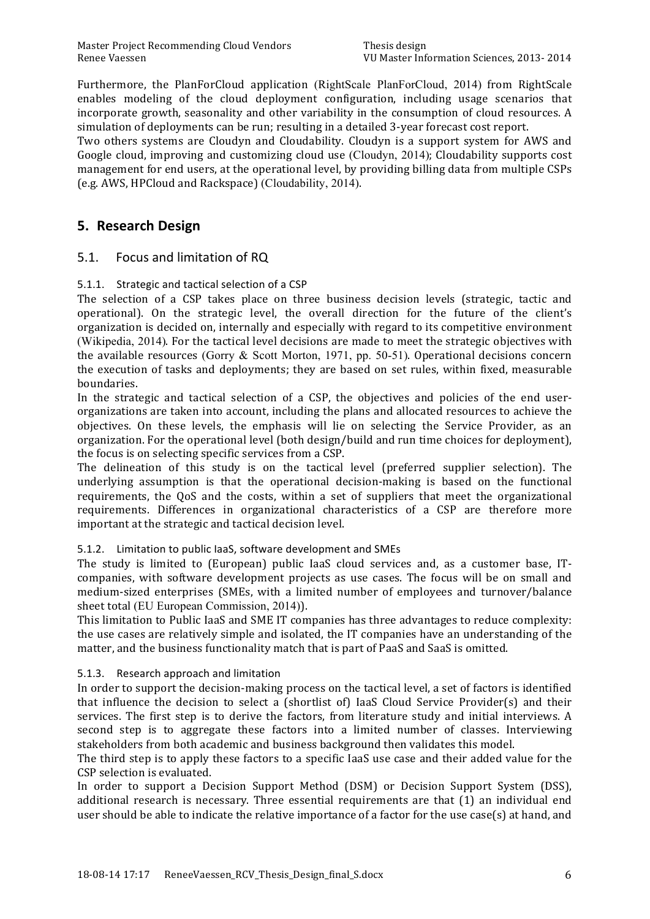Furthermore, the PlanForCloud application (RightScale PlanForCloud, 2014) from RightScale enables modeling of the cloud deployment configuration, including usage scenarios that incorporate growth, seasonality and other variability in the consumption of cloud resources. A simulation of deployments can be run; resulting in a detailed 3-year forecast cost report.
Two others systems are Cloudyn and Cloudability. Cloudyn is a support system for AWS and Google cloud, improving and customizing cloud use (Cloudyn, 2014); Cloudability supports cost management for end users, at the operational level, by providing billing data from multiple CSPs (e.g. AWS, HPCloud and Rackspace) (Cloudability, 2014).

## 5. Research Design

### 5.1. Focus and limitation of RQ

#### 5.1.1. Strategic and tactical selection of a CSP

The selection of a CSP takes place on three business decision levels (strategic, tactic and operational). On the strategic level, the overall direction for the future of the client's organization is decided on, internally and especially with regard to its competitive environment (Wikipedia, 2014). For the tactical level decisions are made to meet the strategic objectives with the available resources (Gorry & Scott Morton, 1971, pp. 50-51). Operational decisions concern the execution of tasks and deployments; they are based on set rules, within fixed, measurable boundaries.
In the strategic and tactical selection of a CSP, the objectives and policies of the end user-organizations are taken into account, including the plans and allocated resources to achieve the objectives. On these levels, the emphasis will lie on selecting the Service Provider, as an organization. For the operational level (both design/build and run time choices for deployment), the focus is on selecting specific services from a CSP.
The delineation of this study is on the tactical level (preferred supplier selection). The underlying assumption is that the operational decision-making is based on the functional requirements, the QoS and the costs, within a set of suppliers that meet the organizational requirements. Differences in organizational characteristics of a CSP are therefore more important at the strategic and tactical decision level.

#### 5.1.2. Limitation to public IaaS, software development and SMEs

The study is limited to (European) public IaaS cloud services and, as a customer base, IT-companies, with software development projects as use cases. The focus will be on small and medium-sized enterprises (SMEs, with a limited number of employees and turnover/balance sheet total (EU European Commission, 2014)).
This limitation to Public IaaS and SME IT companies has three advantages to reduce complexity: the use cases are relatively simple and isolated, the IT companies have an understanding of the matter, and the business functionality match that is part of PaaS and SaaS is omitted.

#### 5.1.3. Research approach and limitation

In order to support the decision-making process on the tactical level, a set of factors is identified that influence the decision to select a (shortlist of) IaaS Cloud Service Provider(s) and their services. The first step is to derive the factors, from literature study and initial interviews. A second step is to aggregate these factors into a limited number of classes. Interviewing stakeholders from both academic and business background then validates this model.
The third step is to apply these factors to a specific IaaS use case and their added value for the CSP selection is evaluated.
In order to support a Decision Support Method (DSM) or Decision Support System (DSS), additional research is necessary. Three essential requirements are that (1) an individual end user should be able to indicate the relative importance of a factor for the use case(s) at hand, and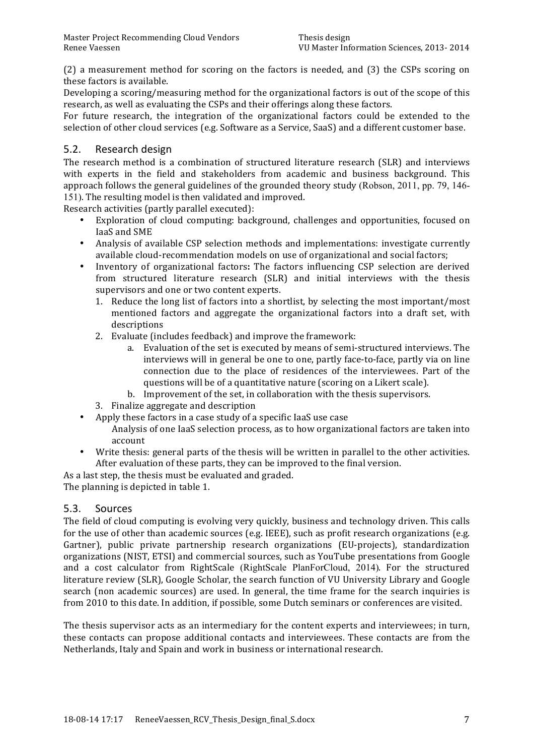(2) a measurement method for scoring on the factors is needed, and (3) the CSPs scoring on these factors is available.

Developing a scoring/measuring method for the organizational factors is out of the scope of this research, as well as evaluating the CSPs and their offerings along these factors.

For future research, the integration of the organizational factors could be extended to the selection of other cloud services (e.g. Software as a Service, SaaS) and a different customer base.

## 5.2. Research design

The research method is a combination of structured literature research (SLR) and interviews with experts in the field and stakeholders from academic and business background. This approach follows the general guidelines of the grounded theory study (Robson, 2011, pp. 79, 146-151). The resulting model is then validated and improved.

Research activities (partly parallel executed):

- Exploration of cloud computing: background, challenges and opportunities, focused on IaaS and SME
- Analysis of available CSP selection methods and implementations: investigate currently available cloud-recommendation models on use of organizational and social factors;
- Inventory of organizational factors**:** The factors influencing CSP selection are derived from structured literature research (SLR) and initial interviews with the thesis supervisors and one or two content experts.
  1. Reduce the long list of factors into a shortlist, by selecting the most important/most mentioned factors and aggregate the organizational factors into a draft set, with descriptions
  2. Evaluate (includes feedback) and improve the framework:
     a. Evaluation of the set is executed by means of semi-structured interviews. The interviews will in general be one to one, partly face-to-face, partly via on line connection due to the place of residences of the interviewees. Part of the questions will be of a quantitative nature (scoring on a Likert scale).
     b. Improvement of the set, in collaboration with the thesis supervisors.
  3. Finalize aggregate and description
- Apply these factors in a case study of a specific IaaS use case
  Analysis of one IaaS selection process, as to how organizational factors are taken into account
- Write thesis: general parts of the thesis will be written in parallel to the other activities. After evaluation of these parts, they can be improved to the final version.

As a last step, the thesis must be evaluated and graded.

The planning is depicted in table 1.

## 5.3. Sources

The field of cloud computing is evolving very quickly, business and technology driven. This calls for the use of other than academic sources (e.g. IEEE), such as profit research organizations (e.g. Gartner), public private partnership research organizations (EU-projects), standardization organizations (NIST, ETSI) and commercial sources, such as YouTube presentations from Google and a cost calculator from RightScale (RightScale PlanForCloud, 2014). For the structured literature review (SLR), Google Scholar, the search function of VU University Library and Google search (non academic sources) are used. In general, the time frame for the search inquiries is from 2010 to this date. In addition, if possible, some Dutch seminars or conferences are visited.

The thesis supervisor acts as an intermediary for the content experts and interviewees; in turn, these contacts can propose additional contacts and interviewees. These contacts are from the Netherlands, Italy and Spain and work in business or international research.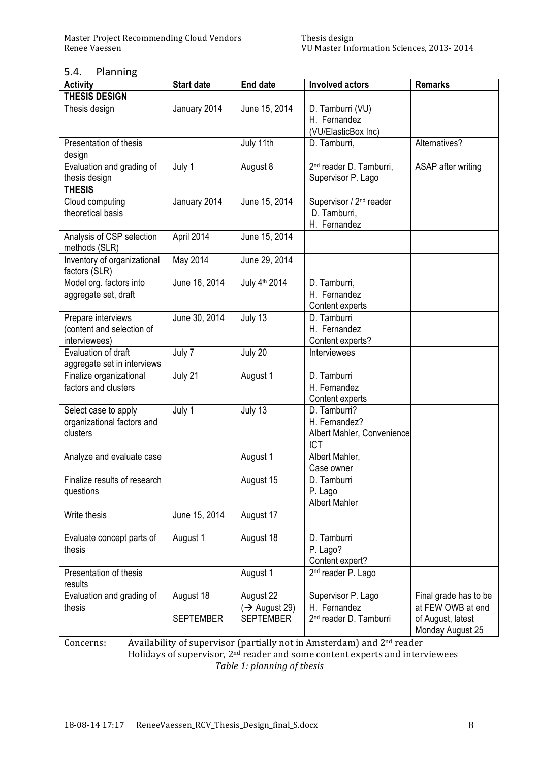## 5.4. Planning

| Activity | Start date | End date | Involved actors | Remarks |
|---|---|---|---|---|
| **THESIS DESIGN** | | | | |
| Thesis design | January 2014 | June 15, 2014 | D. Tamburri (VU) H. Fernandez (VU/ElasticBox Inc) | |
| Presentation of thesis design | | July 11th | D. Tamburri, | Alternatives? |
| Evaluation and grading of thesis design | July 1 | August 8 | 2nd reader D. Tamburri, Supervisor P. Lago | ASAP after writing |
| **THESIS** | | | | |
| Cloud computing theoretical basis | January 2014 | June 15, 2014 | Supervisor / 2nd reader D. Tamburri, H. Fernandez | |
| Analysis of CSP selection methods (SLR) | April 2014 | June 15, 2014 | | |
| Inventory of organizational factors (SLR) | May 2014 | June 29, 2014 | | |
| Model org. factors into aggregate set, draft | June 16, 2014 | July 4th 2014 | D. Tamburri, H. Fernandez Content experts | |
| Prepare interviews (content and selection of interviewees) | June 30, 2014 | July 13 | D. Tamburri H. Fernandez Content experts? | |
| Evaluation of draft aggregate set in interviews | July 7 | July 20 | Interviewees | |
| Finalize organizational factors and clusters | July 21 | August 1 | D. Tamburri H. Fernandez Content experts | |
| Select case to apply organizational factors and clusters | July 1 | July 13 | D. Tamburri? H. Fernandez? Albert Mahler, Convenience ICT | |
| Analyze and evaluate case | | August 1 | Albert Mahler, Case owner | |
| Finalize results of research questions | | August 15 | D. Tamburri P. Lago Albert Mahler | |
| Write thesis | June 15, 2014 | August 17 | | |
| Evaluate concept parts of thesis | August 1 | August 18 | D. Tamburri P. Lago? Content expert? | |
| Presentation of thesis results | | August 1 | 2nd reader P. Lago | |
| Evaluation and grading of thesis | August 18 SEPTEMBER | August 22 (→ August 29) SEPTEMBER | Supervisor P. Lago H. Fernandez 2nd reader D. Tamburri | Final grade has to be at FEW OWB at end of August, latest Monday August 25 |

Concerns: Availability of supervisor (partially not in Amsterdam) and 2nd reader
Holidays of supervisor, 2nd reader and some content experts and interviewees

*Table 1: planning of thesis*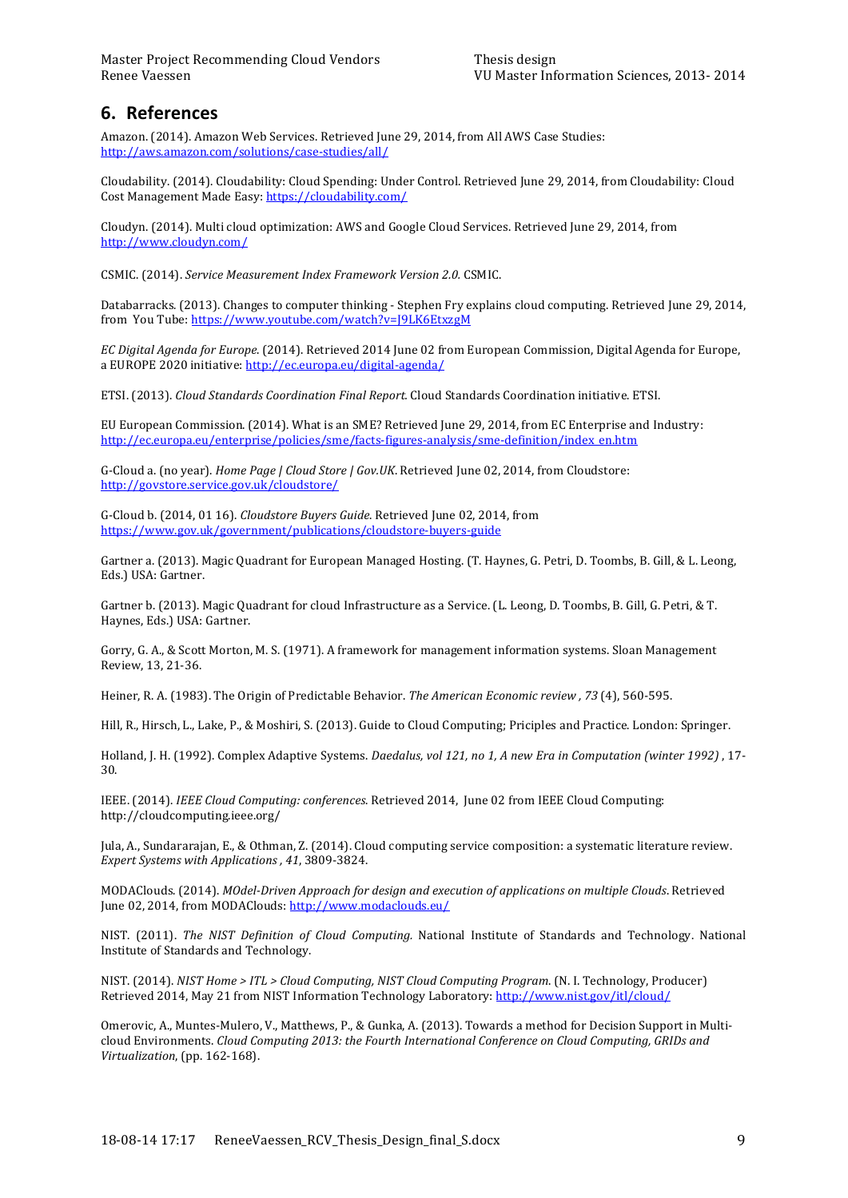## 6. References

Amazon. (2014). Amazon Web Services. Retrieved June 29, 2014, from All AWS Case Studies: http://aws.amazon.com/solutions/case-studies/all/

Cloudability. (2014). Cloudability: Cloud Spending: Under Control. Retrieved June 29, 2014, from Cloudability: Cloud Cost Management Made Easy: https://cloudability.com/

Cloudyn. (2014). Multi cloud optimization: AWS and Google Cloud Services. Retrieved June 29, 2014, from http://www.cloudyn.com/

CSMIC. (2014). *Service Measurement Index Framework Version 2.0.* CSMIC.

Databarracks. (2013). Changes to computer thinking - Stephen Fry explains cloud computing. Retrieved June 29, 2014, from You Tube: https://www.youtube.com/watch?v=J9LK6EtxzgM

*EC Digital Agenda for Europe*. (2014). Retrieved 2014 June 02 from European Commission, Digital Agenda for Europe, a EUROPE 2020 initiative: http://ec.europa.eu/digital-agenda/

ETSI. (2013). *Cloud Standards Coordination Final Report*. Cloud Standards Coordination initiative. ETSI.

EU European Commission. (2014). What is an SME? Retrieved June 29, 2014, from EC Enterprise and Industry: http://ec.europa.eu/enterprise/policies/sme/facts-figures-analysis/sme-definition/index_en.htm

G-Cloud a. (no year). *Home Page | Cloud Store | Gov.UK*. Retrieved June 02, 2014, from Cloudstore: http://govstore.service.gov.uk/cloudstore/

G-Cloud b. (2014, 01 16). *Cloudstore Buyers Guide*. Retrieved June 02, 2014, from https://www.gov.uk/government/publications/cloudstore-buyers-guide

Gartner a. (2013). Magic Quadrant for European Managed Hosting. (T. Haynes, G. Petri, D. Toombs, B. Gill, & L. Leong, Eds.) USA: Gartner.

Gartner b. (2013). Magic Quadrant for cloud Infrastructure as a Service. (L. Leong, D. Toombs, B. Gill, G. Petri, & T. Haynes, Eds.) USA: Gartner.

Gorry, G. A., & Scott Morton, M. S. (1971). A framework for management information systems. Sloan Management Review, 13, 21-36.

Heiner, R. A. (1983). The Origin of Predictable Behavior. *The American Economic review , 73* (4), 560-595.

Hill, R., Hirsch, L., Lake, P., & Moshiri, S. (2013). Guide to Cloud Computing; Priciples and Practice. London: Springer.

Holland, J. H. (1992). Complex Adaptive Systems. *Daedalus, vol 121, no 1, A new Era in Computation (winter 1992)* , 17-30.

IEEE. (2014). *IEEE Cloud Computing: conferences*. Retrieved 2014, June 02 from IEEE Cloud Computing: http://cloudcomputing.ieee.org/

Jula, A., Sundararajan, E., & Othman, Z. (2014). Cloud computing service composition: a systematic literature review. *Expert Systems with Applications , 41*, 3809-3824.

MODAClouds. (2014). *MOdel-Driven Approach for design and execution of applications on multiple Clouds*. Retrieved June 02, 2014, from MODAClouds: http://www.modaclouds.eu/

NIST. (2011). *The NIST Definition of Cloud Computing.* National Institute of Standards and Technology. National Institute of Standards and Technology.

NIST. (2014). *NIST Home > ITL > Cloud Computing, NIST Cloud Computing Program*. (N. I. Technology, Producer) Retrieved 2014, May 21 from NIST Information Technology Laboratory: http://www.nist.gov/itl/cloud/

Omerovic, A., Muntes-Mulero, V., Matthews, P., & Gunka, A. (2013). Towards a method for Decision Support in Multi-cloud Environments. *Cloud Computing 2013: the Fourth International Conference on Cloud Computing, GRIDs and Virtualization*, (pp. 162-168).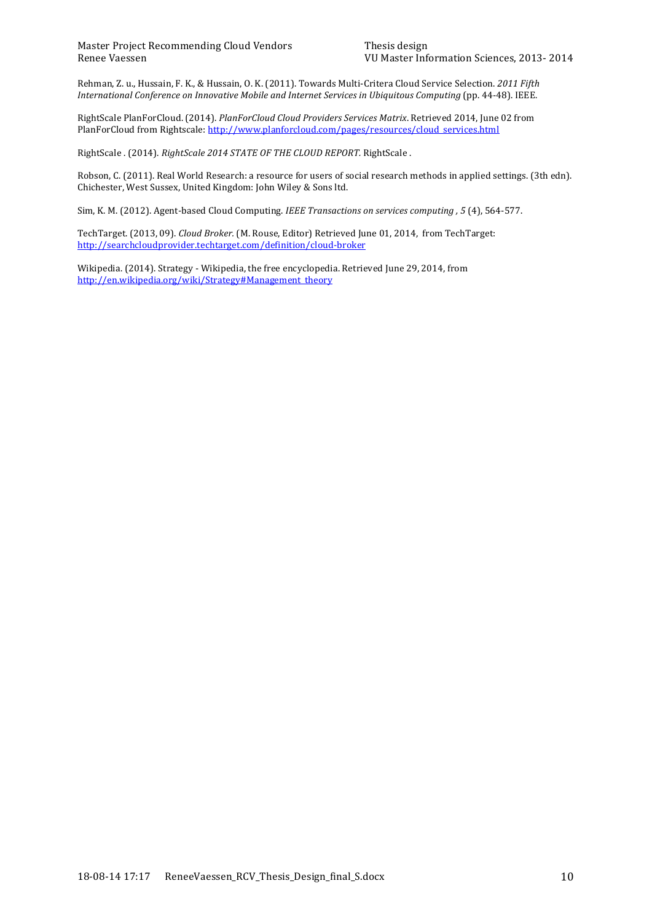Rehman, Z. u., Hussain, F. K., & Hussain, O. K. (2011). Towards Multi-Critera Cloud Service Selection. *2011 Fifth International Conference on Innovative Mobile and Internet Services in Ubiquitous Computing* (pp. 44-48). IEEE.

RightScale PlanForCloud. (2014). *PlanForCloud Cloud Providers Services Matrix*. Retrieved 2014, June 02 from PlanForCloud from Rightscale: [http://www.planforcloud.com/pages/resources/cloud_services.html](http://www.planforcloud.com/pages/resources/cloud_services.html)

RightScale . (2014). *RightScale 2014 STATE OF THE CLOUD REPORT.* RightScale .

Robson, C. (2011). Real World Research: a resource for users of social research methods in applied settings. (3th edn). Chichester, West Sussex, United Kingdom: John Wiley & Sons ltd.

Sim, K. M. (2012). Agent-based Cloud Computing. *IEEE Transactions on services computing , 5* (4), 564-577.

TechTarget. (2013, 09). *Cloud Broker*. (M. Rouse, Editor) Retrieved June 01, 2014, from TechTarget: [http://searchcloudprovider.techtarget.com/definition/cloud-broker](http://searchcloudprovider.techtarget.com/definition/cloud-broker)

Wikipedia. (2014). Strategy - Wikipedia, the free encyclopedia. Retrieved June 29, 2014, from [http://en.wikipedia.org/wiki/Strategy#Management_theory](http://en.wikipedia.org/wiki/Strategy#Management_theory)